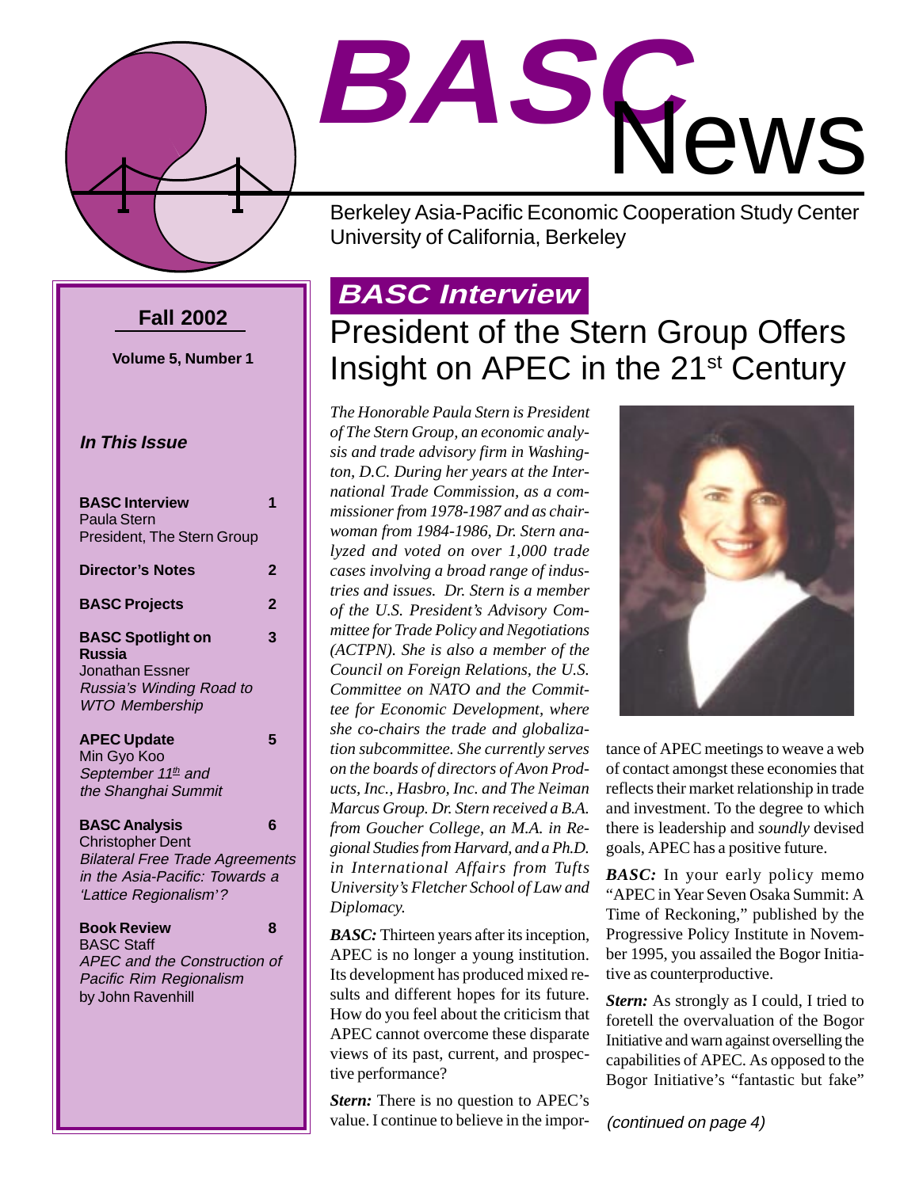# BASC News

Berkeley Asia-Pacific Economic Cooperation Study Center
University of California, Berkeley

**Fall 2002**

**Volume 5, Number 1**

***In This Issue***

| | |
|---|---|
| **BASC Interview** Paula Stern President, The Stern Group | 1 |
| **Director's Notes** | 2 |
| **BASC Projects** | 2 |
| **BASC Spotlight on Russia** Jonathan Essner *Russia's Winding Road to WTO Membership* | 3 |
| **APEC Update** Min Gyo Koo *September 11th and the Shanghai Summit* | 5 |
| **BASC Analysis** Christopher Dent *Bilateral Free Trade Agreements in the Asia-Pacific: Towards a 'Lattice Regionalism'?* | 6 |
| **Book Review** BASC Staff *APEC and the Construction of Pacific Rim Regionalism* by John Ravenhill | 8 |

## *BASC Interview*

# President of the Stern Group Offers Insight on APEC in the 21st Century

*The Honorable Paula Stern is President of The Stern Group, an economic analysis and trade advisory firm in Washington, D.C. During her years at the International Trade Commission, as a commissioner from 1978-1987 and as chairwoman from 1984-1986, Dr. Stern analyzed and voted on over 1,000 trade cases involving a broad range of industries and issues. Dr. Stern is a member of the U.S. President's Advisory Committee for Trade Policy and Negotiations (ACTPN). She is also a member of the Council on Foreign Relations, the U.S. Committee on NATO and the Committee for Economic Development, where she co-chairs the trade and globalization subcommittee. She currently serves on the boards of directors of Avon Products, Inc., Hasbro, Inc. and The Neiman Marcus Group. Dr. Stern received a B.A. from Goucher College, an M.A. in Regional Studies from Harvard, and a Ph.D. in International Affairs from Tufts University's Fletcher School of Law and Diplomacy.*

***BASC:*** Thirteen years after its inception, APEC is no longer a young institution. Its development has produced mixed results and different hopes for its future. How do you feel about the criticism that APEC cannot overcome these disparate views of its past, current, and prospective performance?

***Stern:*** There is no question to APEC's value. I continue to believe in the importance of APEC meetings to weave a web of contact amongst these economies that reflects their market relationship in trade and investment. To the degree to which there is leadership and *soundly* devised goals, APEC has a positive future.

***BASC:*** In your early policy memo "APEC in Year Seven Osaka Summit: A Time of Reckoning," published by the Progressive Policy Institute in November 1995, you assailed the Bogor Initiative as counterproductive.

***Stern:*** As strongly as I could, I tried to foretell the overvaluation of the Bogor Initiative and warn against overselling the capabilities of APEC. As opposed to the Bogor Initiative's "fantastic but fake"

*(continued on page 4)*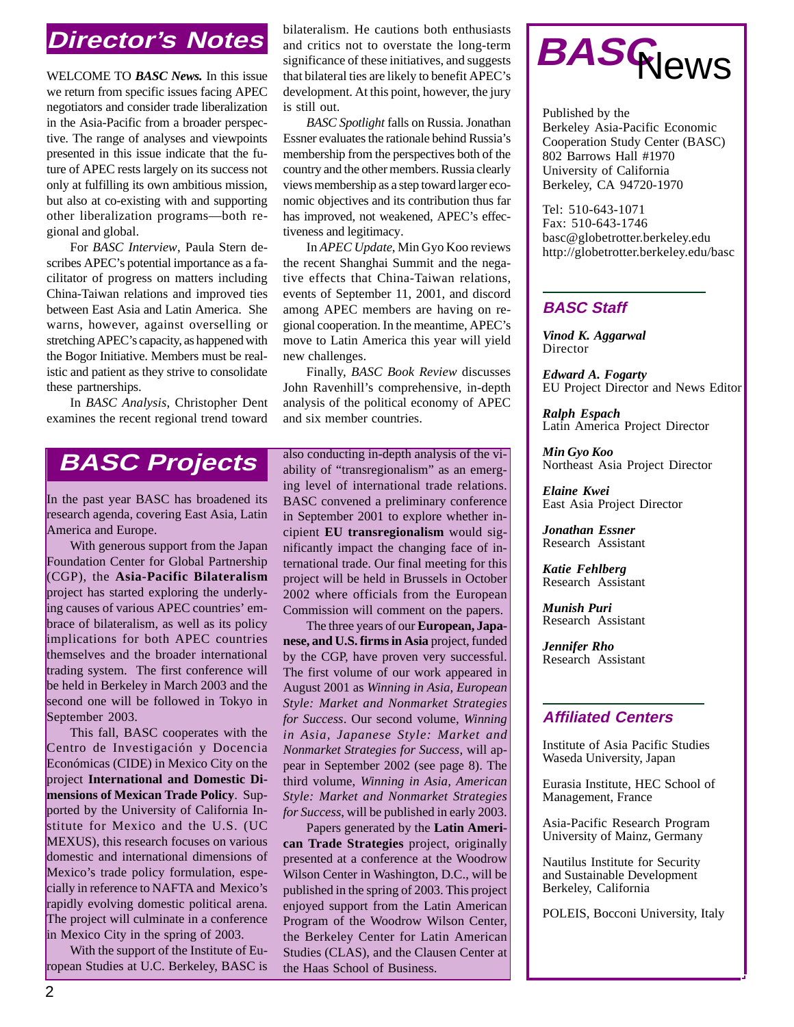## Director's Notes

WELCOME TO ***BASC News.*** In this issue we return from specific issues facing APEC negotiators and consider trade liberalization in the Asia-Pacific from a broader perspective. The range of analyses and viewpoints presented in this issue indicate that the future of APEC rests largely on its success not only at fulfilling its own ambitious mission, but also at co-existing with and supporting other liberalization programs—both regional and global.

For *BASC Interview*, Paula Stern describes APEC's potential importance as a facilitator of progress on matters including China-Taiwan relations and improved ties between East Asia and Latin America. She warns, however, against overselling or stretching APEC's capacity, as happened with the Bogor Initiative. Members must be realistic and patient as they strive to consolidate these partnerships.

In *BASC Analysis*, Christopher Dent examines the recent regional trend toward bilateralism. He cautions both enthusiasts and critics not to overstate the long-term significance of these initiatives, and suggests that bilateral ties are likely to benefit APEC's development. At this point, however, the jury is still out.

*BASC Spotlight* falls on Russia. Jonathan Essner evaluates the rationale behind Russia's membership from the perspectives both of the country and the other members. Russia clearly views membership as a step toward larger economic objectives and its contribution thus far has improved, not weakened, APEC's effectiveness and legitimacy.

In *APEC Update*, Min Gyo Koo reviews the recent Shanghai Summit and the negative effects that China-Taiwan relations, events of September 11, 2001, and discord among APEC members are having on regional cooperation. In the meantime, APEC's move to Latin America this year will yield new challenges.

Finally, *BASC Book Review* discusses John Ravenhill's comprehensive, in-depth analysis of the political economy of APEC and six member countries.

## BASC Projects

In the past year BASC has broadened its research agenda, covering East Asia, Latin America and Europe.

With generous support from the Japan Foundation Center for Global Partnership (CGP), the **Asia-Pacific Bilateralism** project has started exploring the underlying causes of various APEC countries' embrace of bilateralism, as well as its policy implications for both APEC countries themselves and the broader international trading system. The first conference will be held in Berkeley in March 2003 and the second one will be followed in Tokyo in September 2003.

This fall, BASC cooperates with the Centro de Investigación y Docencia Económicas (CIDE) in Mexico City on the project **International and Domestic Dimensions of Mexican Trade Policy**. Supported by the University of California Institute for Mexico and the U.S. (UC MEXUS), this research focuses on various domestic and international dimensions of Mexico's trade policy formulation, especially in reference to NAFTA and Mexico's rapidly evolving domestic political arena. The project will culminate in a conference in Mexico City in the spring of 2003.

With the support of the Institute of European Studies at U.C. Berkeley, BASC is also conducting in-depth analysis of the viability of "transregionalism" as an emerging level of international trade relations. BASC convened a preliminary conference in September 2001 to explore whether incipient **EU transregionalism** would significantly impact the changing face of international trade. Our final meeting for this project will be held in Brussels in October 2002 where officials from the European Commission will comment on the papers.

The three years of our **European, Japanese, and U.S. firms in Asia** project, funded by the CGP, have proven very successful. The first volume of our work appeared in August 2001 as *Winning in Asia, European Style: Market and Nonmarket Strategies for Success*. Our second volume, *Winning in Asia, Japanese Style: Market and Nonmarket Strategies for Success*, will appear in September 2002 (see page 8). The third volume, *Winning in Asia, American Style: Market and Nonmarket Strategies for Success*, will be published in early 2003.

Papers generated by the **Latin American Trade Strategies** project, originally presented at a conference at the Woodrow Wilson Center in Washington, D.C., will be published in the spring of 2003. This project enjoyed support from the Latin American Program of the Woodrow Wilson Center, the Berkeley Center for Latin American Studies (CLAS), and the Clausen Center at the Haas School of Business.

## BASC News

Published by the
Berkeley Asia-Pacific Economic Cooperation Study Center (BASC)
802 Barrows Hall #1970
University of California
Berkeley, CA 94720-1970

Tel: 510-643-1071
Fax: 510-643-1746
basc@globetrotter.berkeley.edu
http://globetrotter.berkeley.edu/basc

### BASC Staff

***Vinod K. Aggarwal***
Director

***Edward A. Fogarty***
EU Project Director and News Editor

***Ralph Espach***
Latin America Project Director

***Min Gyo Koo***
Northeast Asia Project Director

***Elaine Kwei***
East Asia Project Director

***Jonathan Essner***
Research Assistant

***Katie Fehlberg***
Research Assistant

***Munish Puri***
Research Assistant

***Jennifer Rho***
Research Assistant

### Affiliated Centers

Institute of Asia Pacific Studies
Waseda University, Japan

Eurasia Institute, HEC School of Management, France

Asia-Pacific Research Program
University of Mainz, Germany

Nautilus Institute for Security and Sustainable Development
Berkeley, California

POLEIS, Bocconi University, Italy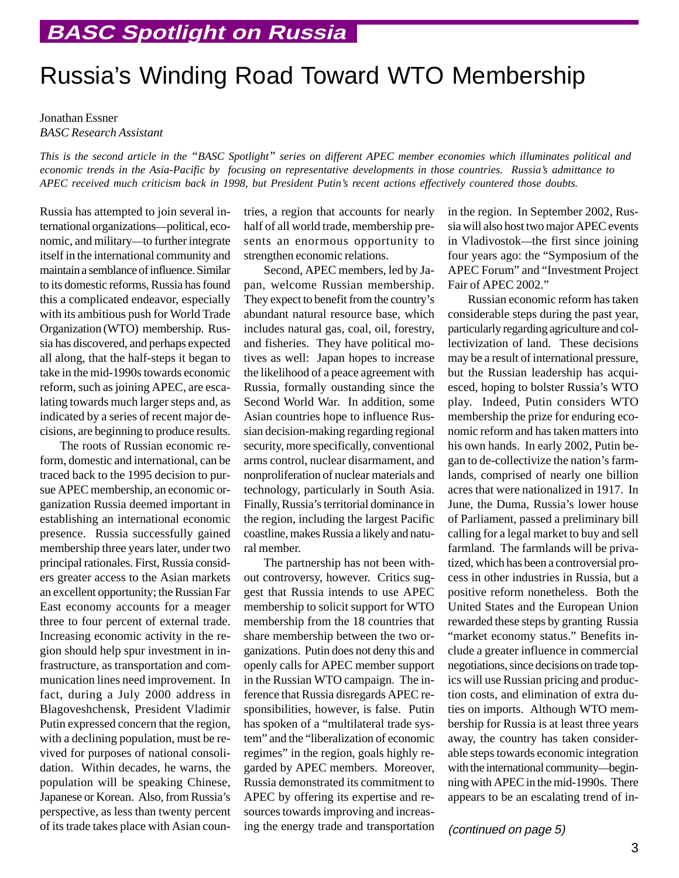## BASC Spotlight on Russia

# Russia's Winding Road Toward WTO Membership

Jonathan Essner
*BASC Research Assistant*

*This is the second article in the "BASC Spotlight" series on different APEC member economies which illuminates political and economic trends in the Asia-Pacific by focusing on representative developments in those countries. Russia's admittance to APEC received much criticism back in 1998, but President Putin's recent actions effectively countered those doubts.*

Russia has attempted to join several international organizations—political, economic, and military—to further integrate itself in the international community and maintain a semblance of influence. Similar to its domestic reforms, Russia has found this a complicated endeavor, especially with its ambitious push for World Trade Organization (WTO) membership. Russia has discovered, and perhaps expected all along, that the half-steps it began to take in the mid-1990s towards economic reform, such as joining APEC, are escalating towards much larger steps and, as indicated by a series of recent major decisions, are beginning to produce results.

The roots of Russian economic reform, domestic and international, can be traced back to the 1995 decision to pursue APEC membership, an economic organization Russia deemed important in establishing an international economic presence. Russia successfully gained membership three years later, under two principal rationales. First, Russia considers greater access to the Asian markets an excellent opportunity; the Russian Far East economy accounts for a meager three to four percent of external trade. Increasing economic activity in the region should help spur investment in infrastructure, as transportation and communication lines need improvement. In fact, during a July 2000 address in Blagoveshchensk, President Vladimir Putin expressed concern that the region, with a declining population, must be revived for purposes of national consolidation. Within decades, he warns, the population will be speaking Chinese, Japanese or Korean. Also, from Russia's perspective, as less than twenty percent of its trade takes place with Asian countries, a region that accounts for nearly half of all world trade, membership presents an enormous opportunity to strengthen economic relations.

Second, APEC members, led by Japan, welcome Russian membership. They expect to benefit from the country's abundant natural resource base, which includes natural gas, coal, oil, forestry, and fisheries. They have political motives as well: Japan hopes to increase the likelihood of a peace agreement with Russia, formally oustanding since the Second World War. In addition, some Asian countries hope to influence Russian decision-making regarding regional security, more specifically, conventional arms control, nuclear disarmament, and nonproliferation of nuclear materials and technology, particularly in South Asia. Finally, Russia's territorial dominance in the region, including the largest Pacific coastline, makes Russia a likely and natural member.

The partnership has not been without controversy, however. Critics suggest that Russia intends to use APEC membership to solicit support for WTO membership from the 18 countries that share membership between the two organizations. Putin does not deny this and openly calls for APEC member support in the Russian WTO campaign. The inference that Russia disregards APEC responsibilities, however, is false. Putin has spoken of a "multilateral trade system" and the "liberalization of economic regimes" in the region, goals highly regarded by APEC members. Moreover, Russia demonstrated its commitment to APEC by offering its expertise and resources towards improving and increasing the energy trade and transportation in the region. In September 2002, Russia will also host two major APEC events in Vladivostok—the first since joining four years ago: the "Symposium of the APEC Forum" and "Investment Project Fair of APEC 2002."

Russian economic reform has taken considerable steps during the past year, particularly regarding agriculture and collectivization of land. These decisions may be a result of international pressure, but the Russian leadership has acquiesced, hoping to bolster Russia's WTO play. Indeed, Putin considers WTO membership the prize for enduring economic reform and has taken matters into his own hands. In early 2002, Putin began to de-collectivize the nation's farmlands, comprised of nearly one billion acres that were nationalized in 1917. In June, the Duma, Russia's lower house of Parliament, passed a preliminary bill calling for a legal market to buy and sell farmland. The farmlands will be privatized, which has been a controversial process in other industries in Russia, but a positive reform nonetheless. Both the United States and the European Union rewarded these steps by granting Russia "market economy status." Benefits include a greater influence in commercial negotiations, since decisions on trade topics will use Russian pricing and production costs, and elimination of extra duties on imports. Although WTO membership for Russia is at least three years away, the country has taken considerable steps towards economic integration with the international community—beginning with APEC in the mid-1990s. There appears to be an escalating trend of in-

*(continued on page 5)*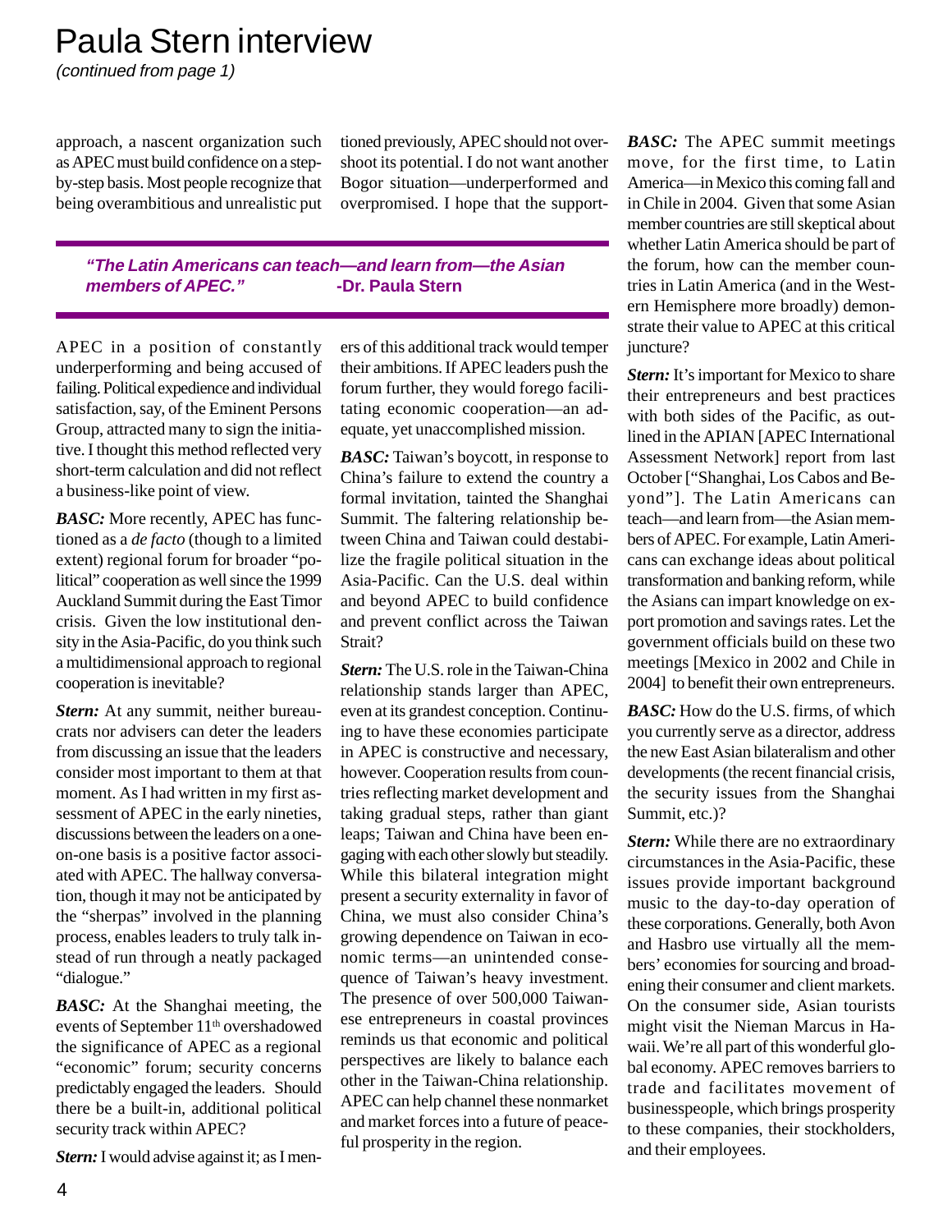# Paula Stern interview

*(continued from page 1)*

approach, a nascent organization such as APEC must build confidence on a step-by-step basis. Most people recognize that being overambitious and unrealistic put APEC in a position of constantly underperforming and being accused of failing. Political expedience and individual satisfaction, say, of the Eminent Persons Group, attracted many to sign the initiative. I thought this method reflected very short-term calculation and did not reflect a business-like point of view.

> ***"The Latin Americans can teach—and learn from—the Asian members of APEC."*** **-Dr. Paula Stern**

***BASC:*** More recently, APEC has functioned as a *de facto* (though to a limited extent) regional forum for broader "political" cooperation as well since the 1999 Auckland Summit during the East Timor crisis. Given the low institutional density in the Asia-Pacific, do you think such a multidimensional approach to regional cooperation is inevitable?

***Stern:*** At any summit, neither bureaucrats nor advisers can deter the leaders from discussing an issue that the leaders consider most important to them at that moment. As I had written in my first assessment of APEC in the early nineties, discussions between the leaders on a one-on-one basis is a positive factor associated with APEC. The hallway conversation, though it may not be anticipated by the "sherpas" involved in the planning process, enables leaders to truly talk instead of run through a neatly packaged "dialogue."

***BASC:*** At the Shanghai meeting, the events of September 11th overshadowed the significance of APEC as a regional "economic" forum; security concerns predictably engaged the leaders. Should there be a built-in, additional political security track within APEC?

***Stern:*** I would advise against it; as I mentioned previously, APEC should not overshoot its potential. I do not want another Bogor situation—underperformed and overpromised. I hope that the supporters of this additional track would temper their ambitions. If APEC leaders push the forum further, they would forego facilitating economic cooperation—an adequate, yet unaccomplished mission.

***BASC:*** Taiwan's boycott, in response to China's failure to extend the country a formal invitation, tainted the Shanghai Summit. The faltering relationship between China and Taiwan could destabilize the fragile political situation in the Asia-Pacific. Can the U.S. deal within and beyond APEC to build confidence and prevent conflict across the Taiwan Strait?

***Stern:*** The U.S. role in the Taiwan-China relationship stands larger than APEC, even at its grandest conception. Continuing to have these economies participate in APEC is constructive and necessary, however. Cooperation results from countries reflecting market development and taking gradual steps, rather than giant leaps; Taiwan and China have been engaging with each other slowly but steadily. While this bilateral integration might present a security externality in favor of China, we must also consider China's growing dependence on Taiwan in economic terms—an unintended consequence of Taiwan's heavy investment. The presence of over 500,000 Taiwanese entrepreneurs in coastal provinces reminds us that economic and political perspectives are likely to balance each other in the Taiwan-China relationship. APEC can help channel these nonmarket and market forces into a future of peaceful prosperity in the region.

***BASC:*** The APEC summit meetings move, for the first time, to Latin America—in Mexico this coming fall and in Chile in 2004. Given that some Asian member countries are still skeptical about whether Latin America should be part of the forum, how can the member countries in Latin America (and in the Western Hemisphere more broadly) demonstrate their value to APEC at this critical juncture?

***Stern:*** It's important for Mexico to share their entrepreneurs and best practices with both sides of the Pacific, as outlined in the APIAN [APEC International Assessment Network] report from last October ["Shanghai, Los Cabos and Beyond"]. The Latin Americans can teach—and learn from—the Asian members of APEC. For example, Latin Americans can exchange ideas about political transformation and banking reform, while the Asians can impart knowledge on export promotion and savings rates. Let the government officials build on these two meetings [Mexico in 2002 and Chile in 2004] to benefit their own entrepreneurs.

***BASC:*** How do the U.S. firms, of which you currently serve as a director, address the new East Asian bilateralism and other developments (the recent financial crisis, the security issues from the Shanghai Summit, etc.)?

***Stern:*** While there are no extraordinary circumstances in the Asia-Pacific, these issues provide important background music to the day-to-day operation of these corporations. Generally, both Avon and Hasbro use virtually all the members' economies for sourcing and broadening their consumer and client markets. On the consumer side, Asian tourists might visit the Nieman Marcus in Hawaii. We're all part of this wonderful global economy. APEC removes barriers to trade and facilitates movement of businesspeople, which brings prosperity to these companies, their stockholders, and their employees.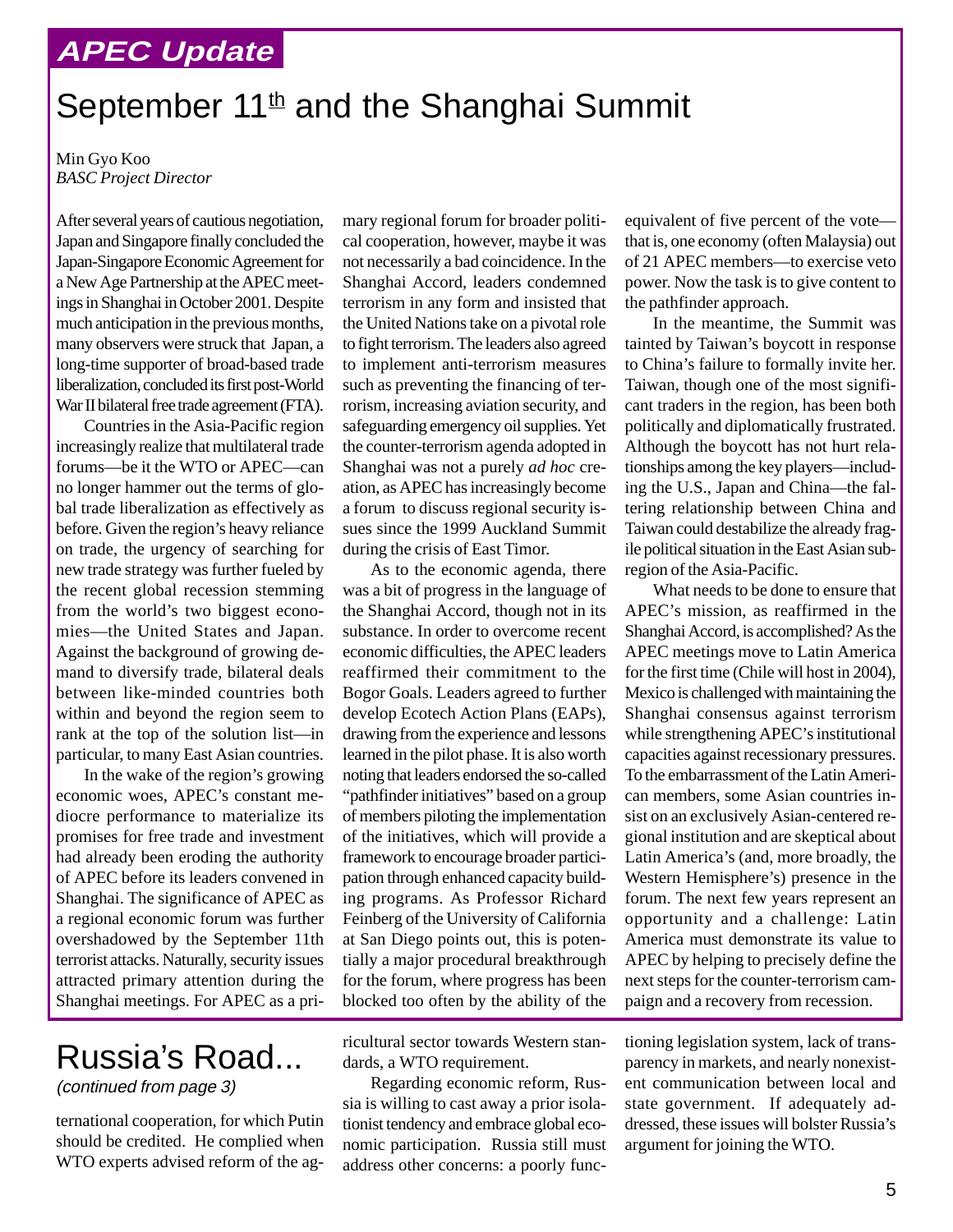## APEC Update

# September 11th and the Shanghai Summit

Min Gyo Koo
*BASC Project Director*

After several years of cautious negotiation, Japan and Singapore finally concluded the Japan-Singapore Economic Agreement for a New Age Partnership at the APEC meetings in Shanghai in October 2001. Despite much anticipation in the previous months, many observers were struck that Japan, a long-time supporter of broad-based trade liberalization, concluded its first post-World War II bilateral free trade agreement (FTA).

Countries in the Asia-Pacific region increasingly realize that multilateral trade forums—be it the WTO or APEC—can no longer hammer out the terms of global trade liberalization as effectively as before. Given the region's heavy reliance on trade, the urgency of searching for new trade strategy was further fueled by the recent global recession stemming from the world's two biggest economies—the United States and Japan. Against the background of growing demand to diversify trade, bilateral deals between like-minded countries both within and beyond the region seem to rank at the top of the solution list—in particular, to many East Asian countries.

In the wake of the region's growing economic woes, APEC's constant mediocre performance to materialize its promises for free trade and investment had already been eroding the authority of APEC before its leaders convened in Shanghai. The significance of APEC as a regional economic forum was further overshadowed by the September 11th terrorist attacks. Naturally, security issues attracted primary attention during the Shanghai meetings. For APEC as a primary regional forum for broader political cooperation, however, maybe it was not necessarily a bad coincidence. In the Shanghai Accord, leaders condemned terrorism in any form and insisted that the United Nations take on a pivotal role to fight terrorism. The leaders also agreed to implement anti-terrorism measures such as preventing the financing of terrorism, increasing aviation security, and safeguarding emergency oil supplies. Yet the counter-terrorism agenda adopted in Shanghai was not a purely *ad hoc* creation, as APEC has increasingly become a forum to discuss regional security issues since the 1999 Auckland Summit during the crisis of East Timor.

As to the economic agenda, there was a bit of progress in the language of the Shanghai Accord, though not in its substance. In order to overcome recent economic difficulties, the APEC leaders reaffirmed their commitment to the Bogor Goals. Leaders agreed to further develop Ecotech Action Plans (EAPs), drawing from the experience and lessons learned in the pilot phase. It is also worth noting that leaders endorsed the so-called "pathfinder initiatives" based on a group of members piloting the implementation of the initiatives, which will provide a framework to encourage broader participation through enhanced capacity building programs. As Professor Richard Feinberg of the University of California at San Diego points out, this is potentially a major procedural breakthrough for the forum, where progress has been blocked too often by the ability of the equivalent of five percent of the vote—that is, one economy (often Malaysia) out of 21 APEC members—to exercise veto power. Now the task is to give content to the pathfinder approach.

In the meantime, the Summit was tainted by Taiwan's boycott in response to China's failure to formally invite her. Taiwan, though one of the most significant traders in the region, has been both politically and diplomatically frustrated. Although the boycott has not hurt relationships among the key players—including the U.S., Japan and China—the faltering relationship between China and Taiwan could destabilize the already fragile political situation in the East Asian subregion of the Asia-Pacific.

What needs to be done to ensure that APEC's mission, as reaffirmed in the Shanghai Accord, is accomplished? As the APEC meetings move to Latin America for the first time (Chile will host in 2004), Mexico is challenged with maintaining the Shanghai consensus against terrorism while strengthening APEC's institutional capacities against recessionary pressures. To the embarrassment of the Latin American members, some Asian countries insist on an exclusively Asian-centered regional institution and are skeptical about Latin America's (and, more broadly, the Western Hemisphere's) presence in the forum. The next few years represent an opportunity and a challenge: Latin America must demonstrate its value to APEC by helping to precisely define the next steps for the counter-terrorism campaign and a recovery from recession.

# Russia's Road...

*(continued from page 3)*

ternational cooperation, for which Putin should be credited. He complied when WTO experts advised reform of the agricultural sector towards Western standards, a WTO requirement.

Regarding economic reform, Russia is willing to cast away a prior isolationist tendency and embrace global economic participation. Russia still must address other concerns: a poorly functioning legislation system, lack of transparency in markets, and nearly nonexistent communication between local and state government. If adequately addressed, these issues will bolster Russia's argument for joining the WTO.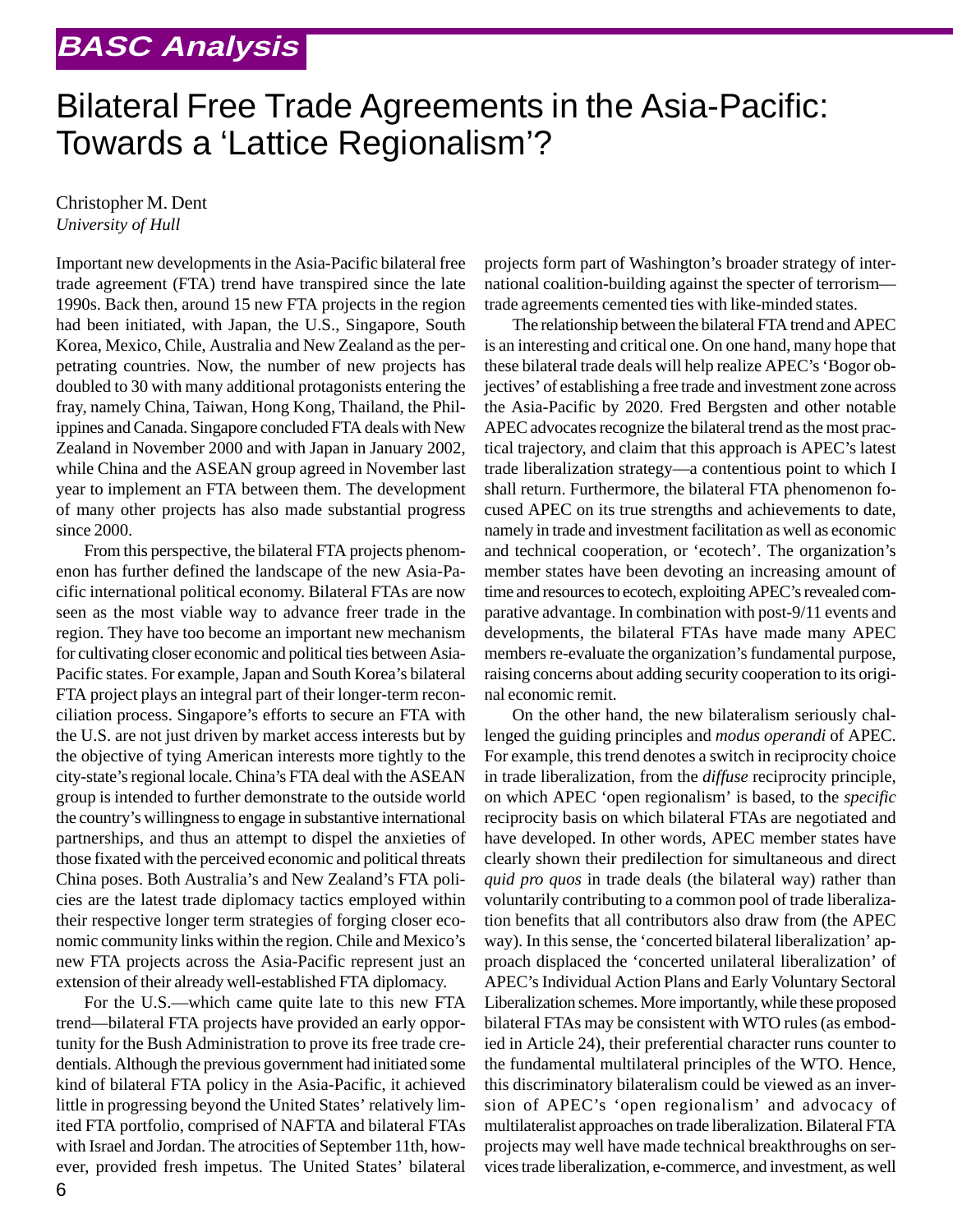## BASC Analysis

# Bilateral Free Trade Agreements in the Asia-Pacific: Towards a 'Lattice Regionalism'?

Christopher M. Dent
*University of Hull*

Important new developments in the Asia-Pacific bilateral free trade agreement (FTA) trend have transpired since the late 1990s. Back then, around 15 new FTA projects in the region had been initiated, with Japan, the U.S., Singapore, South Korea, Mexico, Chile, Australia and New Zealand as the perpetrating countries. Now, the number of new projects has doubled to 30 with many additional protagonists entering the fray, namely China, Taiwan, Hong Kong, Thailand, the Philippines and Canada. Singapore concluded FTA deals with New Zealand in November 2000 and with Japan in January 2002, while China and the ASEAN group agreed in November last year to implement an FTA between them. The development of many other projects has also made substantial progress since 2000.

From this perspective, the bilateral FTA projects phenomenon has further defined the landscape of the new Asia-Pacific international political economy. Bilateral FTAs are now seen as the most viable way to advance freer trade in the region. They have too become an important new mechanism for cultivating closer economic and political ties between Asia-Pacific states. For example, Japan and South Korea's bilateral FTA project plays an integral part of their longer-term reconciliation process. Singapore's efforts to secure an FTA with the U.S. are not just driven by market access interests but by the objective of tying American interests more tightly to the city-state's regional locale. China's FTA deal with the ASEAN group is intended to further demonstrate to the outside world the country's willingness to engage in substantive international partnerships, and thus an attempt to dispel the anxieties of those fixated with the perceived economic and political threats China poses. Both Australia's and New Zealand's FTA policies are the latest trade diplomacy tactics employed within their respective longer term strategies of forging closer economic community links within the region. Chile and Mexico's new FTA projects across the Asia-Pacific represent just an extension of their already well-established FTA diplomacy.

For the U.S.—which came quite late to this new FTA trend—bilateral FTA projects have provided an early opportunity for the Bush Administration to prove its free trade credentials. Although the previous government had initiated some kind of bilateral FTA policy in the Asia-Pacific, it achieved little in progressing beyond the United States' relatively limited FTA portfolio, comprised of NAFTA and bilateral FTAs with Israel and Jordan. The atrocities of September 11th, however, provided fresh impetus. The United States' bilateral projects form part of Washington's broader strategy of international coalition-building against the specter of terrorism—trade agreements cemented ties with like-minded states.

The relationship between the bilateral FTA trend and APEC is an interesting and critical one. On one hand, many hope that these bilateral trade deals will help realize APEC's 'Bogor objectives' of establishing a free trade and investment zone across the Asia-Pacific by 2020. Fred Bergsten and other notable APEC advocates recognize the bilateral trend as the most practical trajectory, and claim that this approach is APEC's latest trade liberalization strategy—a contentious point to which I shall return. Furthermore, the bilateral FTA phenomenon focused APEC on its true strengths and achievements to date, namely in trade and investment facilitation as well as economic and technical cooperation, or 'ecotech'. The organization's member states have been devoting an increasing amount of time and resources to ecotech, exploiting APEC's revealed comparative advantage. In combination with post-9/11 events and developments, the bilateral FTAs have made many APEC members re-evaluate the organization's fundamental purpose, raising concerns about adding security cooperation to its original economic remit.

On the other hand, the new bilateralism seriously challenged the guiding principles and *modus operandi* of APEC. For example, this trend denotes a switch in reciprocity choice in trade liberalization, from the *diffuse* reciprocity principle, on which APEC 'open regionalism' is based, to the *specific* reciprocity basis on which bilateral FTAs are negotiated and have developed. In other words, APEC member states have clearly shown their predilection for simultaneous and direct *quid pro quos* in trade deals (the bilateral way) rather than voluntarily contributing to a common pool of trade liberalization benefits that all contributors also draw from (the APEC way). In this sense, the 'concerted bilateral liberalization' approach displaced the 'concerted unilateral liberalization' of APEC's Individual Action Plans and Early Voluntary Sectoral Liberalization schemes. More importantly, while these proposed bilateral FTAs may be consistent with WTO rules (as embodied in Article 24), their preferential character runs counter to the fundamental multilateral principles of the WTO. Hence, this discriminatory bilateralism could be viewed as an inversion of APEC's 'open regionalism' and advocacy of multilateralist approaches on trade liberalization. Bilateral FTA projects may well have made technical breakthroughs on services trade liberalization, e-commerce, and investment, as well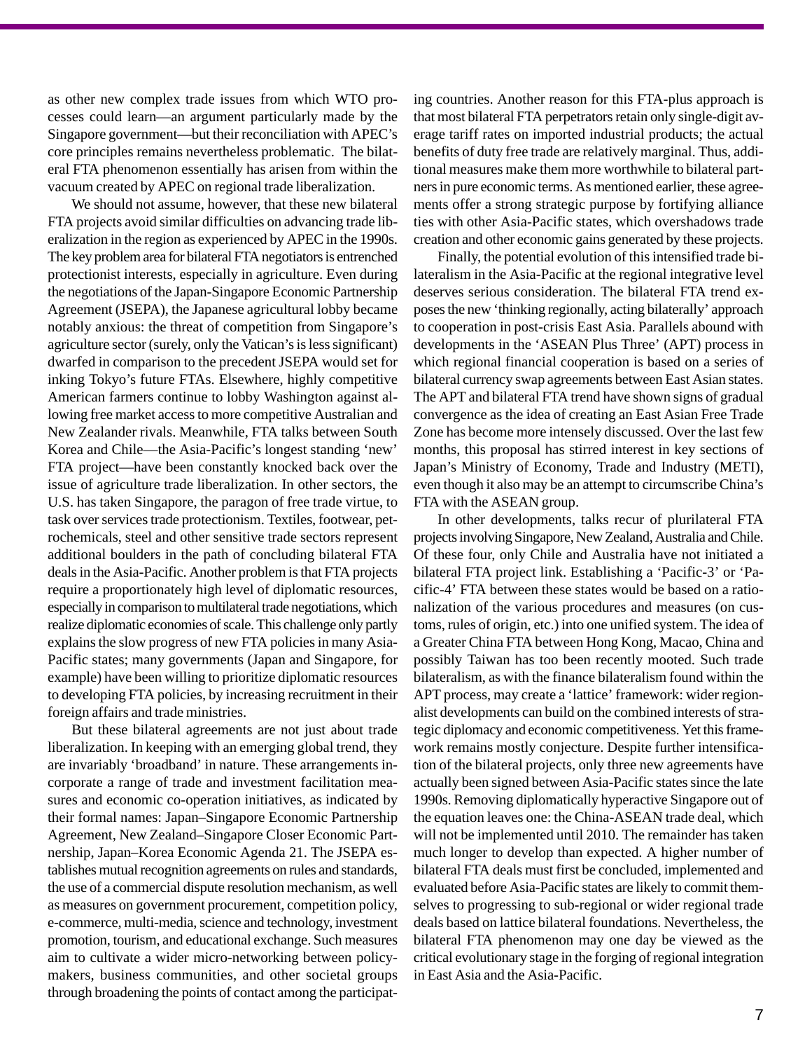as other new complex trade issues from which WTO processes could learn—an argument particularly made by the Singapore government—but their reconciliation with APEC's core principles remains nevertheless problematic. The bilateral FTA phenomenon essentially has arisen from within the vacuum created by APEC on regional trade liberalization.

We should not assume, however, that these new bilateral FTA projects avoid similar difficulties on advancing trade liberalization in the region as experienced by APEC in the 1990s. The key problem area for bilateral FTA negotiators is entrenched protectionist interests, especially in agriculture. Even during the negotiations of the Japan-Singapore Economic Partnership Agreement (JSEPA), the Japanese agricultural lobby became notably anxious: the threat of competition from Singapore's agriculture sector (surely, only the Vatican's is less significant) dwarfed in comparison to the precedent JSEPA would set for inking Tokyo's future FTAs. Elsewhere, highly competitive American farmers continue to lobby Washington against allowing free market access to more competitive Australian and New Zealander rivals. Meanwhile, FTA talks between South Korea and Chile—the Asia-Pacific's longest standing 'new' FTA project—have been constantly knocked back over the issue of agriculture trade liberalization. In other sectors, the U.S. has taken Singapore, the paragon of free trade virtue, to task over services trade protectionism. Textiles, footwear, petrochemicals, steel and other sensitive trade sectors represent additional boulders in the path of concluding bilateral FTA deals in the Asia-Pacific. Another problem is that FTA projects require a proportionately high level of diplomatic resources, especially in comparison to multilateral trade negotiations, which realize diplomatic economies of scale. This challenge only partly explains the slow progress of new FTA policies in many Asia-Pacific states; many governments (Japan and Singapore, for example) have been willing to prioritize diplomatic resources to developing FTA policies, by increasing recruitment in their foreign affairs and trade ministries.

But these bilateral agreements are not just about trade liberalization. In keeping with an emerging global trend, they are invariably 'broadband' in nature. These arrangements incorporate a range of trade and investment facilitation measures and economic co-operation initiatives, as indicated by their formal names: Japan–Singapore Economic Partnership Agreement, New Zealand–Singapore Closer Economic Partnership, Japan–Korea Economic Agenda 21. The JSEPA establishes mutual recognition agreements on rules and standards, the use of a commercial dispute resolution mechanism, as well as measures on government procurement, competition policy, e-commerce, multi-media, science and technology, investment promotion, tourism, and educational exchange. Such measures aim to cultivate a wider micro-networking between policy-makers, business communities, and other societal groups through broadening the points of contact among the participating countries. Another reason for this FTA-plus approach is that most bilateral FTA perpetrators retain only single-digit average tariff rates on imported industrial products; the actual benefits of duty free trade are relatively marginal. Thus, additional measures make them more worthwhile to bilateral partners in pure economic terms. As mentioned earlier, these agreements offer a strong strategic purpose by fortifying alliance ties with other Asia-Pacific states, which overshadows trade creation and other economic gains generated by these projects.

Finally, the potential evolution of this intensified trade bilateralism in the Asia-Pacific at the regional integrative level deserves serious consideration. The bilateral FTA trend exposes the new 'thinking regionally, acting bilaterally' approach to cooperation in post-crisis East Asia. Parallels abound with developments in the 'ASEAN Plus Three' (APT) process in which regional financial cooperation is based on a series of bilateral currency swap agreements between East Asian states. The APT and bilateral FTA trend have shown signs of gradual convergence as the idea of creating an East Asian Free Trade Zone has become more intensely discussed. Over the last few months, this proposal has stirred interest in key sections of Japan's Ministry of Economy, Trade and Industry (METI), even though it also may be an attempt to circumscribe China's FTA with the ASEAN group.

In other developments, talks recur of plurilateral FTA projects involving Singapore, New Zealand, Australia and Chile. Of these four, only Chile and Australia have not initiated a bilateral FTA project link. Establishing a 'Pacific-3' or 'Pacific-4' FTA between these states would be based on a rationalization of the various procedures and measures (on customs, rules of origin, etc.) into one unified system. The idea of a Greater China FTA between Hong Kong, Macao, China and possibly Taiwan has too been recently mooted. Such trade bilateralism, as with the finance bilateralism found within the APT process, may create a 'lattice' framework: wider regionalist developments can build on the combined interests of strategic diplomacy and economic competitiveness. Yet this framework remains mostly conjecture. Despite further intensification of the bilateral projects, only three new agreements have actually been signed between Asia-Pacific states since the late 1990s. Removing diplomatically hyperactive Singapore out of the equation leaves one: the China-ASEAN trade deal, which will not be implemented until 2010. The remainder has taken much longer to develop than expected. A higher number of bilateral FTA deals must first be concluded, implemented and evaluated before Asia-Pacific states are likely to commit themselves to progressing to sub-regional or wider regional trade deals based on lattice bilateral foundations. Nevertheless, the bilateral FTA phenomenon may one day be viewed as the critical evolutionary stage in the forging of regional integration in East Asia and the Asia-Pacific.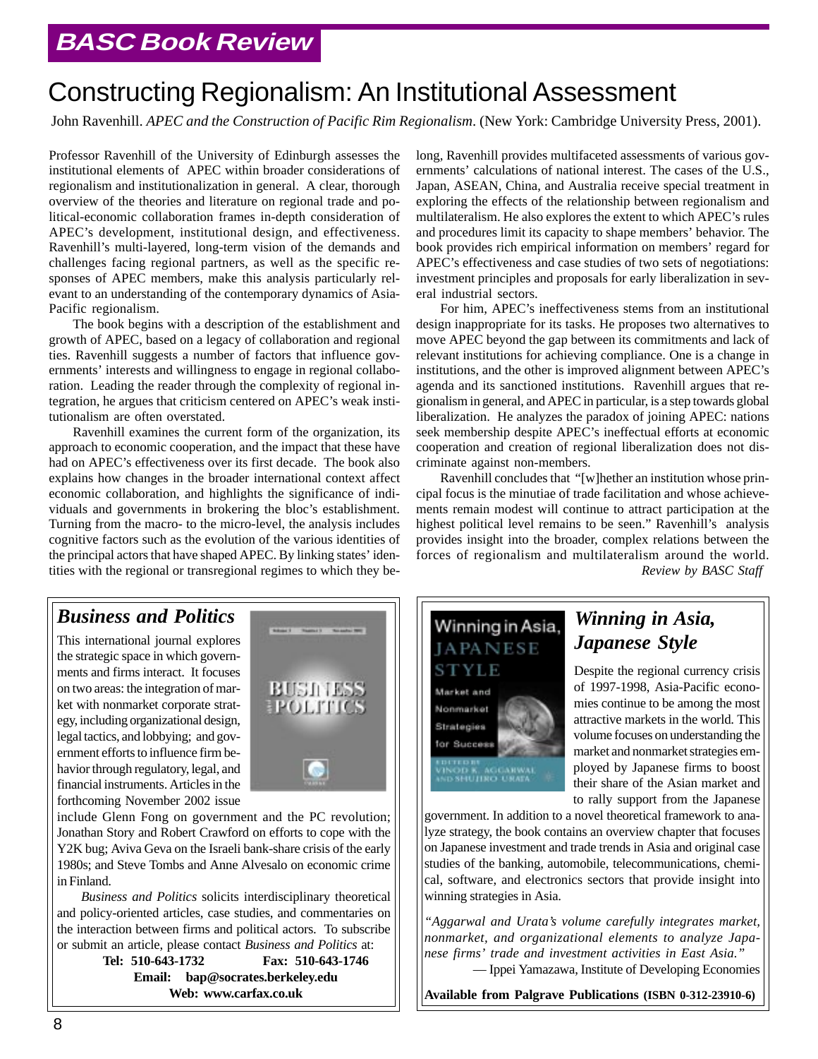# BASC Book Review

## Constructing Regionalism: An Institutional Assessment

John Ravenhill. *APEC and the Construction of Pacific Rim Regionalism*. (New York: Cambridge University Press, 2001).

Professor Ravenhill of the University of Edinburgh assesses the institutional elements of APEC within broader considerations of regionalism and institutionalization in general. A clear, thorough overview of the theories and literature on regional trade and political-economic collaboration frames in-depth consideration of APEC's development, institutional design, and effectiveness. Ravenhill's multi-layered, long-term vision of the demands and challenges facing regional partners, as well as the specific responses of APEC members, make this analysis particularly relevant to an understanding of the contemporary dynamics of Asia-Pacific regionalism.

The book begins with a description of the establishment and growth of APEC, based on a legacy of collaboration and regional ties. Ravenhill suggests a number of factors that influence governments' interests and willingness to engage in regional collaboration. Leading the reader through the complexity of regional integration, he argues that criticism centered on APEC's weak institutionalism are often overstated.

Ravenhill examines the current form of the organization, its approach to economic cooperation, and the impact that these have had on APEC's effectiveness over its first decade. The book also explains how changes in the broader international context affect economic collaboration, and highlights the significance of individuals and governments in brokering the bloc's establishment. Turning from the macro- to the micro-level, the analysis includes cognitive factors such as the evolution of the various identities of the principal actors that have shaped APEC. By linking states' identities with the regional or transregional regimes to which they belong, Ravenhill provides multifaceted assessments of various governments' calculations of national interest. The cases of the U.S., Japan, ASEAN, China, and Australia receive special treatment in exploring the effects of the relationship between regionalism and multilateralism. He also explores the extent to which APEC's rules and procedures limit its capacity to shape members' behavior. The book provides rich empirical information on members' regard for APEC's effectiveness and case studies of two sets of negotiations: investment principles and proposals for early liberalization in several industrial sectors.

For him, APEC's ineffectiveness stems from an institutional design inappropriate for its tasks. He proposes two alternatives to move APEC beyond the gap between its commitments and lack of relevant institutions for achieving compliance. One is a change in institutions, and the other is improved alignment between APEC's agenda and its sanctioned institutions. Ravenhill argues that regionalism in general, and APEC in particular, is a step towards global liberalization. He analyzes the paradox of joining APEC: nations seek membership despite APEC's ineffectual efforts at economic cooperation and creation of regional liberalization does not discriminate against non-members.

Ravenhill concludes that "[w]hether an institution whose principal focus is the minutiae of trade facilitation and whose achievements remain modest will continue to attract participation at the highest political level remains to be seen." Ravenhill's analysis provides insight into the broader, complex relations between the forces of regionalism and multilateralism around the world.

*Review by BASC Staff*

---

### *Business and Politics*

This international journal explores the strategic space in which governments and firms interact. It focuses on two areas: the integration of market with nonmarket corporate strategy, including organizational design, legal tactics, and lobbying; and government efforts to influence firm behavior through regulatory, legal, and financial instruments. Articles in the forthcoming November 2002 issue include Glenn Fong on government and the PC revolution; Jonathan Story and Robert Crawford on efforts to cope with the Y2K bug; Aviva Geva on the Israeli bank-share crisis of the early 1980s; and Steve Tombs and Anne Alvesalo on economic crime in Finland.

*Business and Politics* solicits interdisciplinary theoretical and policy-oriented articles, case studies, and commentaries on the interaction between firms and political actors. To subscribe or submit an article, please contact *Business and Politics* at:

**Tel: 510-643-1732 Fax: 510-643-1746**
**Email: bap@socrates.berkeley.edu**
**Web: www.carfax.co.uk**

---

### *Winning in Asia, Japanese Style*

Despite the regional currency crisis of 1997-1998, Asia-Pacific economies continue to be among the most attractive markets in the world. This volume focuses on understanding the market and nonmarket strategies employed by Japanese firms to boost their share of the Asian market and to rally support from the Japanese government. In addition to a novel theoretical framework to analyze strategy, the book contains an overview chapter that focuses on Japanese investment and trade trends in Asia and original case studies of the banking, automobile, telecommunications, chemical, software, and electronics sectors that provide insight into winning strategies in Asia.

*"Aggarwal and Urata's volume carefully integrates market, nonmarket, and organizational elements to analyze Japanese firms' trade and investment activities in East Asia."*
— Ippei Yamazawa, Institute of Developing Economies

**Available from Palgrave Publications (ISBN 0-312-23910-6)**